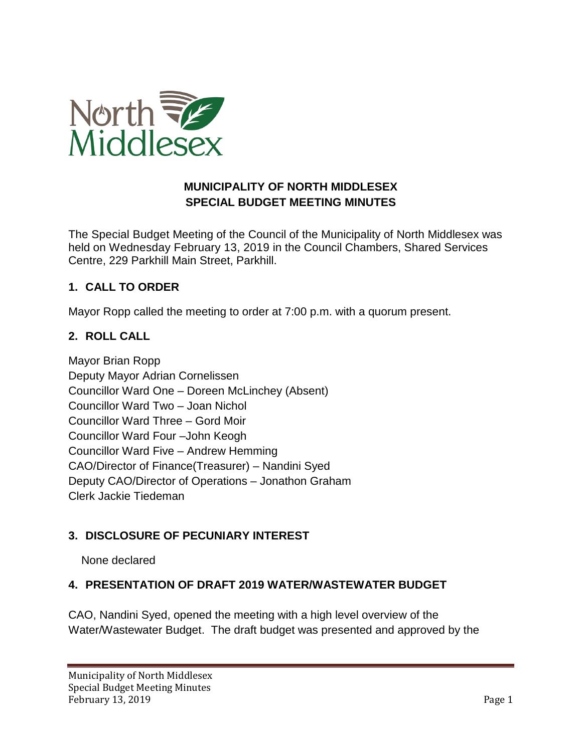# MUNICIPALITY OF NORTH MIDDLESEX
# SPECIAL BUDGET MEETING MINUTES

The Special Budget Meeting of the Council of the Municipality of North Middlesex was held on Wednesday February 13, 2019 in the Council Chambers, Shared Services Centre, 229 Parkhill Main Street, Parkhill.

## 1. CALL TO ORDER

Mayor Ropp called the meeting to order at 7:00 p.m. with a quorum present.

## 2. ROLL CALL

Mayor Brian Ropp
Deputy Mayor Adrian Cornelissen
Councillor Ward One – Doreen McLinchey (Absent)
Councillor Ward Two – Joan Nichol
Councillor Ward Three – Gord Moir
Councillor Ward Four –John Keogh
Councillor Ward Five – Andrew Hemming
CAO/Director of Finance(Treasurer) – Nandini Syed
Deputy CAO/Director of Operations – Jonathon Graham
Clerk Jackie Tiedeman

## 3. DISCLOSURE OF PECUNIARY INTEREST

None declared

## 4. PRESENTATION OF DRAFT 2019 WATER/WASTEWATER BUDGET

CAO, Nandini Syed, opened the meeting with a high level overview of the Water/Wastewater Budget. The draft budget was presented and approved by the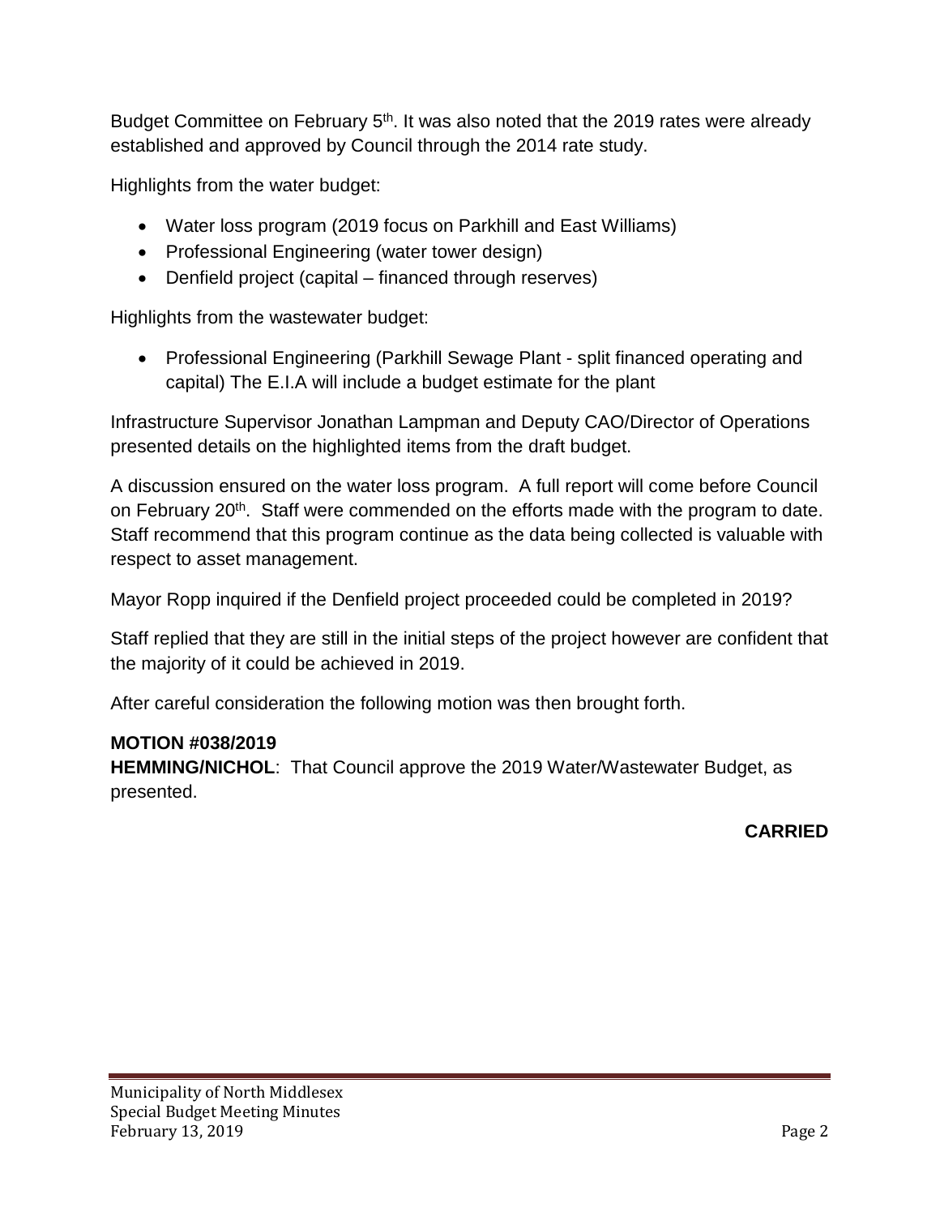Budget Committee on February 5th. It was also noted that the 2019 rates were already established and approved by Council through the 2014 rate study.

Highlights from the water budget:

- Water loss program (2019 focus on Parkhill and East Williams)
- Professional Engineering (water tower design)
- Denfield project (capital – financed through reserves)

Highlights from the wastewater budget:

- Professional Engineering (Parkhill Sewage Plant - split financed operating and capital) The E.I.A will include a budget estimate for the plant

Infrastructure Supervisor Jonathan Lampman and Deputy CAO/Director of Operations presented details on the highlighted items from the draft budget.

A discussion ensured on the water loss program. A full report will come before Council on February 20th. Staff were commended on the efforts made with the program to date. Staff recommend that this program continue as the data being collected is valuable with respect to asset management.

Mayor Ropp inquired if the Denfield project proceeded could be completed in 2019?

Staff replied that they are still in the initial steps of the project however are confident that the majority of it could be achieved in 2019.

After careful consideration the following motion was then brought forth.

**MOTION #038/2019**
**HEMMING/NICHOL**: That Council approve the 2019 Water/Wastewater Budget, as presented.

**CARRIED**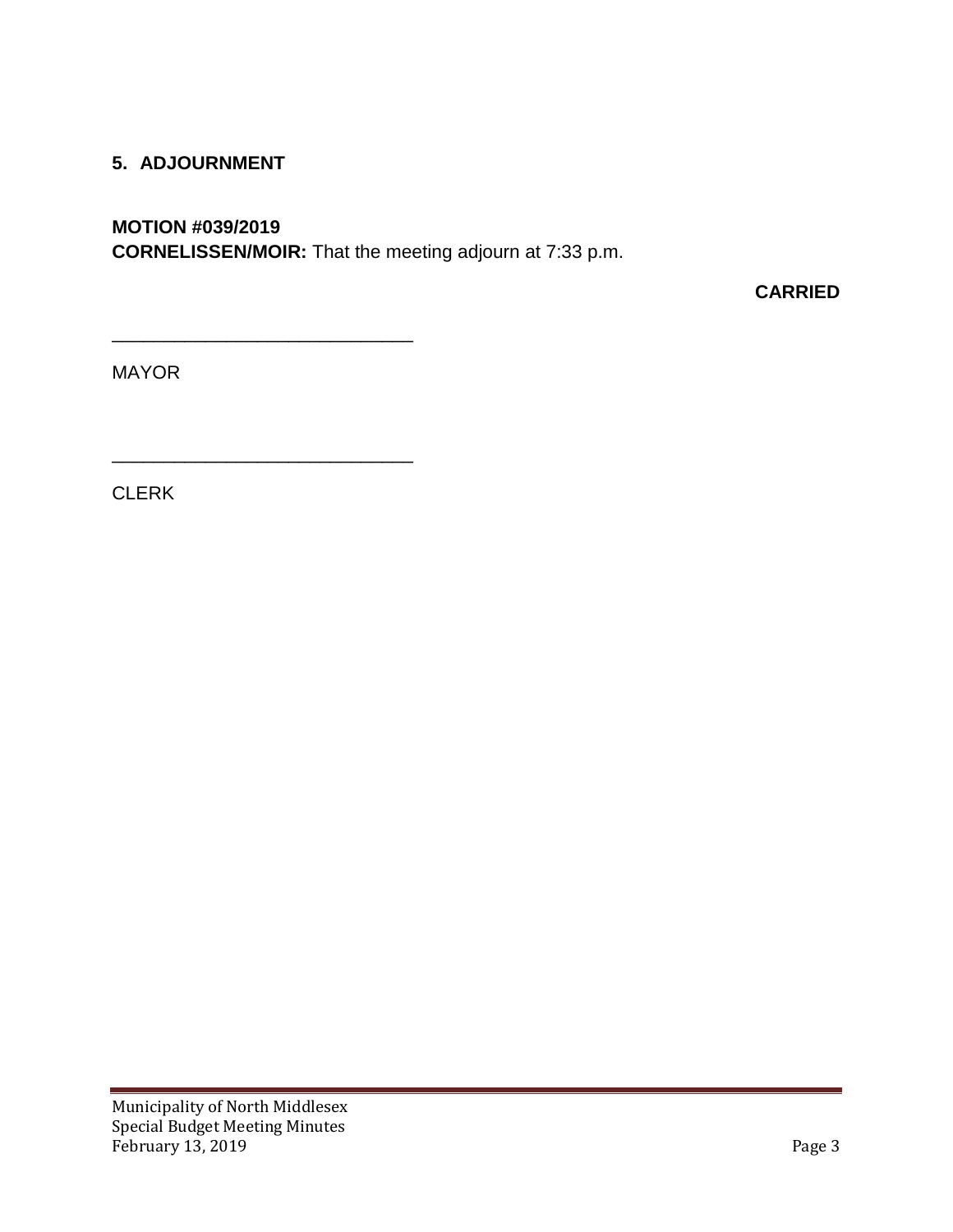## 5. ADJOURNMENT

**MOTION #039/2019**
**CORNELISSEN/MOIR:** That the meeting adjourn at 7:33 p.m.

**CARRIED**

______________________________

MAYOR

______________________________

CLERK